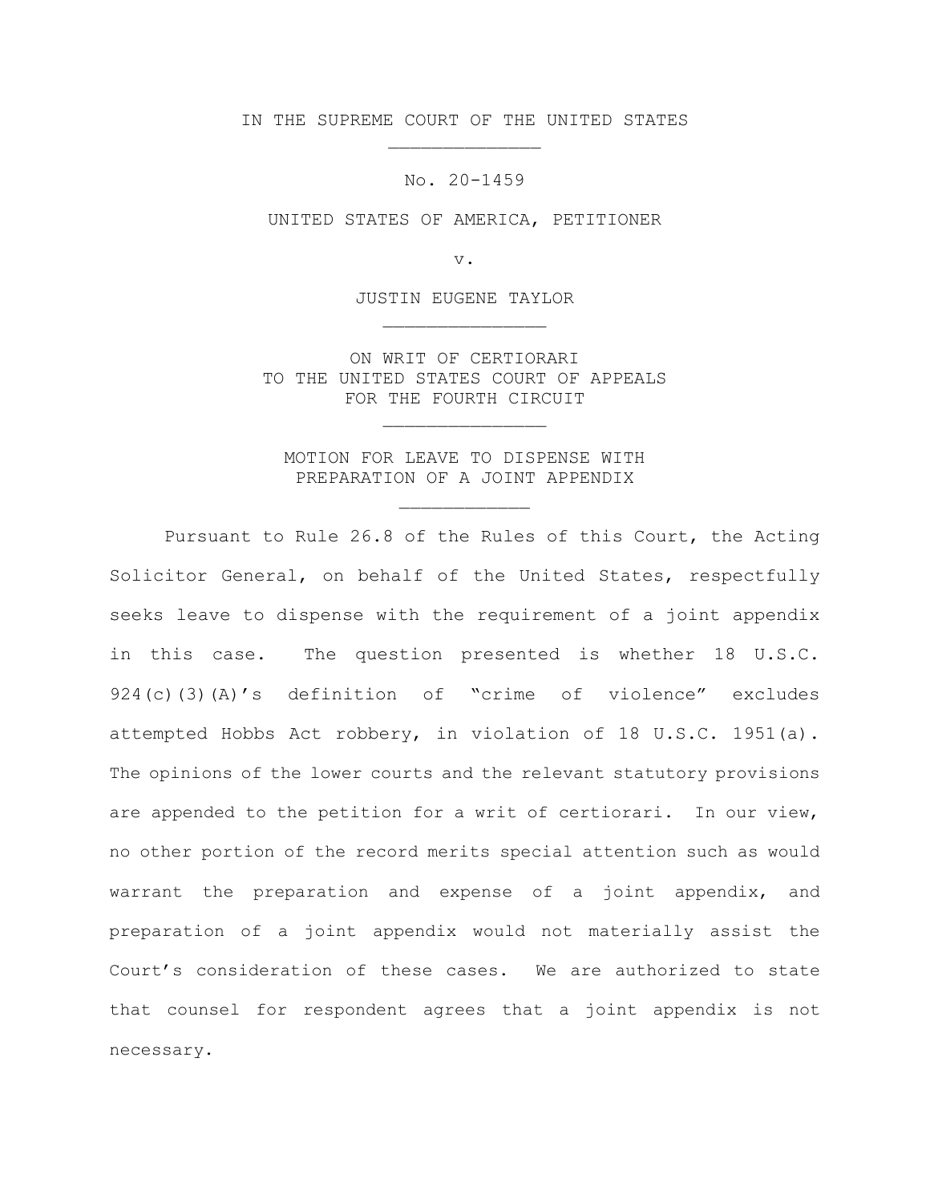IN THE SUPREME COURT OF THE UNITED STATES

No. 20-1459

UNITED STATES OF AMERICA, PETITIONER

v.

JUSTIN EUGENE TAYLOR

ON WRIT OF CERTIORARI
TO THE UNITED STATES COURT OF APPEALS
FOR THE FOURTH CIRCUIT

MOTION FOR LEAVE TO DISPENSE WITH
PREPARATION OF A JOINT APPENDIX

Pursuant to Rule 26.8 of the Rules of this Court, the Acting Solicitor General, on behalf of the United States, respectfully seeks leave to dispense with the requirement of a joint appendix in this case. The question presented is whether 18 U.S.C. 924(c)(3)(A)'s definition of "crime of violence" excludes attempted Hobbs Act robbery, in violation of 18 U.S.C. 1951(a). The opinions of the lower courts and the relevant statutory provisions are appended to the petition for a writ of certiorari. In our view, no other portion of the record merits special attention such as would warrant the preparation and expense of a joint appendix, and preparation of a joint appendix would not materially assist the Court's consideration of these cases. We are authorized to state that counsel for respondent agrees that a joint appendix is not necessary.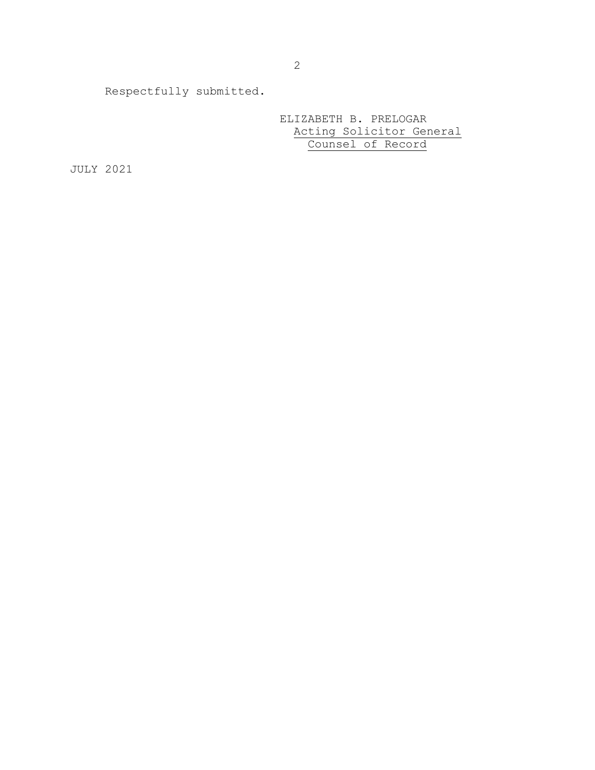Respectfully submitted.

ELIZABETH B. PRELOGAR
*Acting Solicitor General*
*Counsel of Record*

JULY 2021